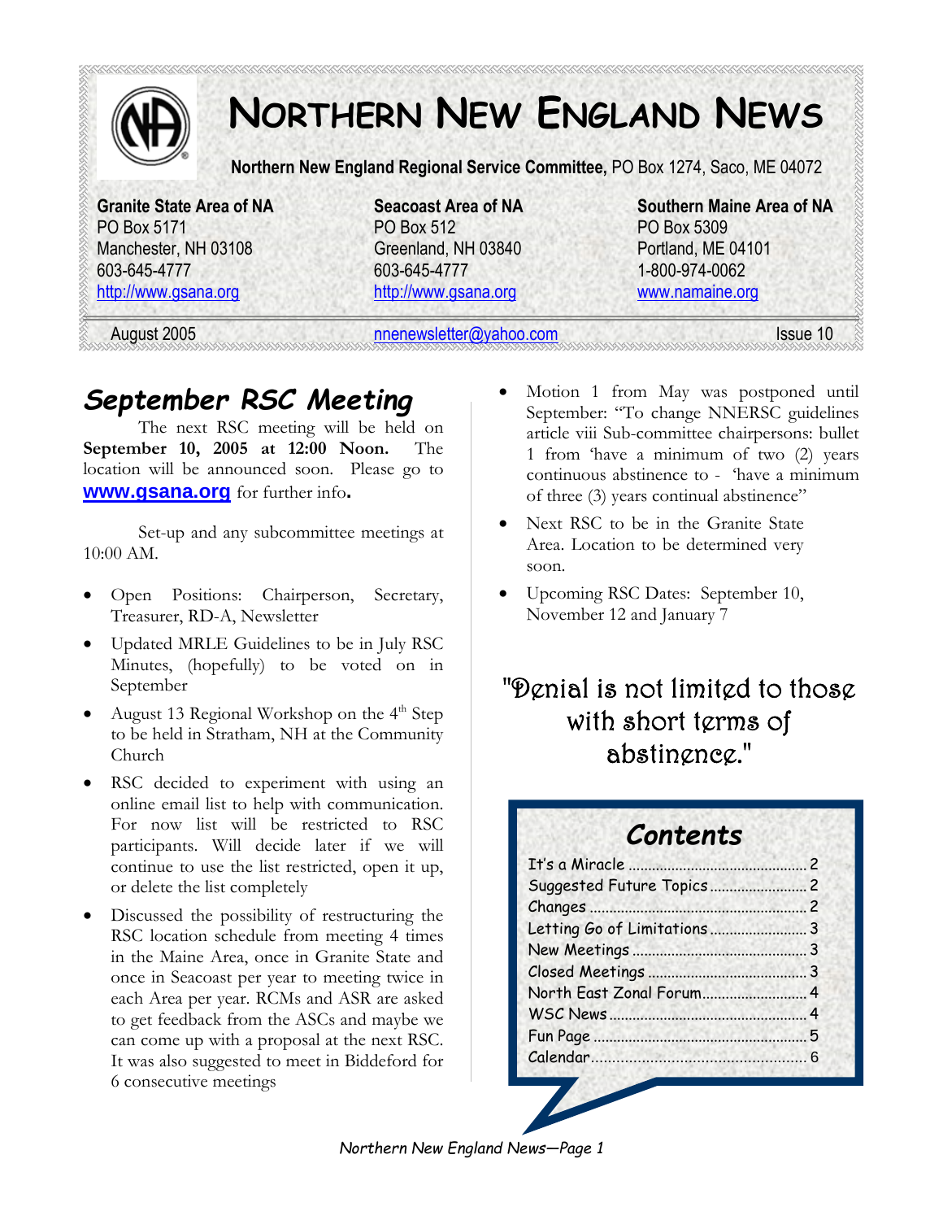# Northern New England News

**Northern New England Regional Service Committee,** PO Box 1274, Saco, ME 04072

**Granite State Area of NA**
PO Box 5171
Manchester, NH 03108
603-645-4777
http://www.gsana.org

**Seacoast Area of NA**
PO Box 512
Greenland, NH 03840
603-645-4777
http://www.gsana.org

**Southern Maine Area of NA**
PO Box 5309
Portland, ME 04101
1-800-974-0062
www.namaine.org

August 2005 — nnenewsletter@yahoo.com — Issue 10

## September RSC Meeting

The next RSC meeting will be held on **September 10, 2005 at 12:00 Noon.** The location will be announced soon. Please go to **www.gsana.org** for further info**.**

Set-up and any subcommittee meetings at 10:00 AM.

- Open Positions: Chairperson, Secretary, Treasurer, RD-A, Newsletter
- Updated MRLE Guidelines to be in July RSC Minutes, (hopefully) to be voted on in September
- August 13 Regional Workshop on the 4th Step to be held in Stratham, NH at the Community Church
- RSC decided to experiment with using an online email list to help with communication. For now list will be restricted to RSC participants. Will decide later if we will continue to use the list restricted, open it up, or delete the list completely
- Discussed the possibility of restructuring the RSC location schedule from meeting 4 times in the Maine Area, once in Granite State and once in Seacoast per year to meeting twice in each Area per year. RCMs and ASR are asked to get feedback from the ASCs and maybe we can come up with a proposal at the next RSC. It was also suggested to meet in Biddeford for 6 consecutive meetings
- Motion 1 from May was postponed until September: "To change NNERSC guidelines article viii Sub-committee chairpersons: bullet 1 from 'have a minimum of two (2) years continuous abstinence to - 'have a minimum of three (3) years continual abstinence"
- Next RSC to be in the Granite State Area. Location to be determined very soon.
- Upcoming RSC Dates: September 10, November 12 and January 7

"Denial is not limited to those with short terms of abstinence."

## Contents

- It's a Miracle ........ 2
- Suggested Future Topics ........ 2
- Changes ........ 2
- Letting Go of Limitations ........ 3
- New Meetings ........ 3
- Closed Meetings ........ 3
- North East Zonal Forum ........ 4
- WSC News ........ 4
- Fun Page ........ 5
- Calendar ........ 6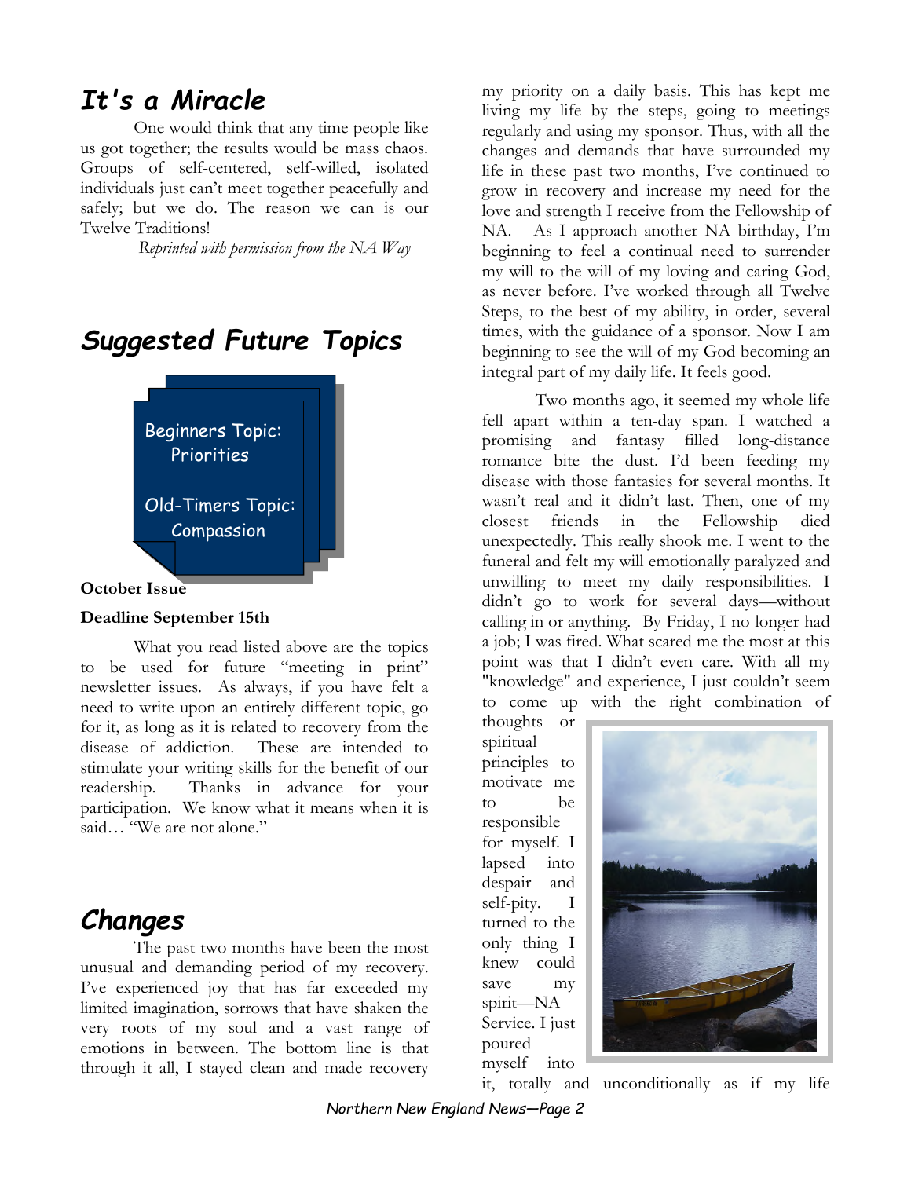## It's a Miracle

One would think that any time people like us got together; the results would be mass chaos. Groups of self-centered, self-willed, isolated individuals just can't meet together peacefully and safely; but we do. The reason we can is our Twelve Traditions!

*Reprinted with permission from the NA Way*

## Suggested Future Topics

Beginners Topic:
Priorities

Old-Timers Topic:
Compassion

**October Issue**

**Deadline September 15th**

What you read listed above are the topics to be used for future "meeting in print" newsletter issues. As always, if you have felt a need to write upon an entirely different topic, go for it, as long as it is related to recovery from the disease of addiction. These are intended to stimulate your writing skills for the benefit of our readership. Thanks in advance for your participation. We know what it means when it is said… "We are not alone."

## Changes

The past two months have been the most unusual and demanding period of my recovery. I've experienced joy that has far exceeded my limited imagination, sorrows that have shaken the very roots of my soul and a vast range of emotions in between. The bottom line is that through it all, I stayed clean and made recovery my priority on a daily basis. This has kept me living my life by the steps, going to meetings regularly and using my sponsor. Thus, with all the changes and demands that have surrounded my life in these past two months, I've continued to grow in recovery and increase my need for the love and strength I receive from the Fellowship of NA. As I approach another NA birthday, I'm beginning to feel a continual need to surrender my will to the will of my loving and caring God, as never before. I've worked through all Twelve Steps, to the best of my ability, in order, several times, with the guidance of a sponsor. Now I am beginning to see the will of my God becoming an integral part of my daily life. It feels good.

Two months ago, it seemed my whole life fell apart within a ten-day span. I watched a promising and fantasy filled long-distance romance bite the dust. I'd been feeding my disease with those fantasies for several months. It wasn't real and it didn't last. Then, one of my closest friends in the Fellowship died unexpectedly. This really shook me. I went to the funeral and felt my will emotionally paralyzed and unwilling to meet my daily responsibilities. I didn't go to work for several days—without calling in or anything. By Friday, I no longer had a job; I was fired. What scared me the most at this point was that I didn't even care. With all my "knowledge" and experience, I just couldn't seem to come up with the right combination of thoughts or spiritual principles to motivate me to be responsible for myself. I lapsed into despair and self-pity. I turned to the only thing I knew could save my spirit—NA Service. I just poured myself into it, totally and unconditionally as if my life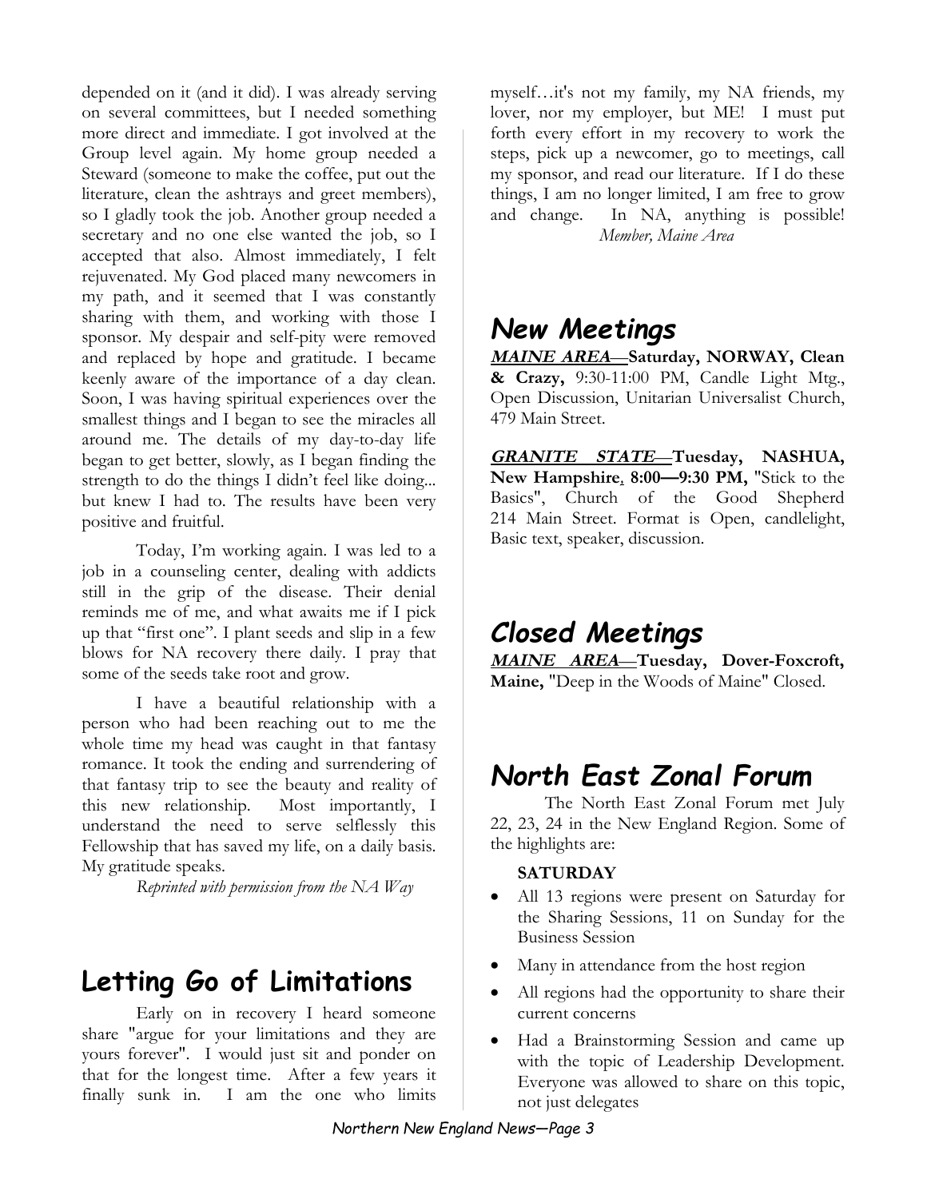depended on it (and it did). I was already serving on several committees, but I needed something more direct and immediate. I got involved at the Group level again. My home group needed a Steward (someone to make the coffee, put out the literature, clean the ashtrays and greet members), so I gladly took the job. Another group needed a secretary and no one else wanted the job, so I accepted that also. Almost immediately, I felt rejuvenated. My God placed many newcomers in my path, and it seemed that I was constantly sharing with them, and working with those I sponsor. My despair and self-pity were removed and replaced by hope and gratitude. I became keenly aware of the importance of a day clean. Soon, I was having spiritual experiences over the smallest things and I began to see the miracles all around me. The details of my day-to-day life began to get better, slowly, as I began finding the strength to do the things I didn't feel like doing... but knew I had to. The results have been very positive and fruitful.

Today, I'm working again. I was led to a job in a counseling center, dealing with addicts still in the grip of the disease. Their denial reminds me of me, and what awaits me if I pick up that "first one". I plant seeds and slip in a few blows for NA recovery there daily. I pray that some of the seeds take root and grow.

I have a beautiful relationship with a person who had been reaching out to me the whole time my head was caught in that fantasy romance. It took the ending and surrendering of that fantasy trip to see the beauty and reality of this new relationship. Most importantly, I understand the need to serve selflessly this Fellowship that has saved my life, on a daily basis. My gratitude speaks.

*Reprinted with permission from the NA Way*

## Letting Go of Limitations

Early on in recovery I heard someone share "argue for your limitations and they are yours forever". I would just sit and ponder on that for the longest time. After a few years it finally sunk in. I am the one who limits myself…it's not my family, my NA friends, my lover, nor my employer, but ME! I must put forth every effort in my recovery to work the steps, pick up a newcomer, go to meetings, call my sponsor, and read our literature. If I do these things, I am no longer limited, I am free to grow and change. In NA, anything is possible!

*Member, Maine Area*

## New Meetings

***MAINE AREA*****—Saturday, NORWAY, Clean & Crazy,** 9:30-11:00 PM, Candle Light Mtg., Open Discussion, Unitarian Universalist Church, 479 Main Street.

***GRANITE STATE*****—Tuesday, NASHUA, New Hampshire, 8:00—9:30 PM,** "Stick to the Basics", Church of the Good Shepherd 214 Main Street. Format is Open, candlelight, Basic text, speaker, discussion.

## Closed Meetings

***MAINE AREA*****—Tuesday, Dover-Foxcroft, Maine,** "Deep in the Woods of Maine" Closed.

## North East Zonal Forum

The North East Zonal Forum met July 22, 23, 24 in the New England Region. Some of the highlights are:

**SATURDAY**

- All 13 regions were present on Saturday for the Sharing Sessions, 11 on Sunday for the Business Session
- Many in attendance from the host region
- All regions had the opportunity to share their current concerns
- Had a Brainstorming Session and came up with the topic of Leadership Development. Everyone was allowed to share on this topic, not just delegates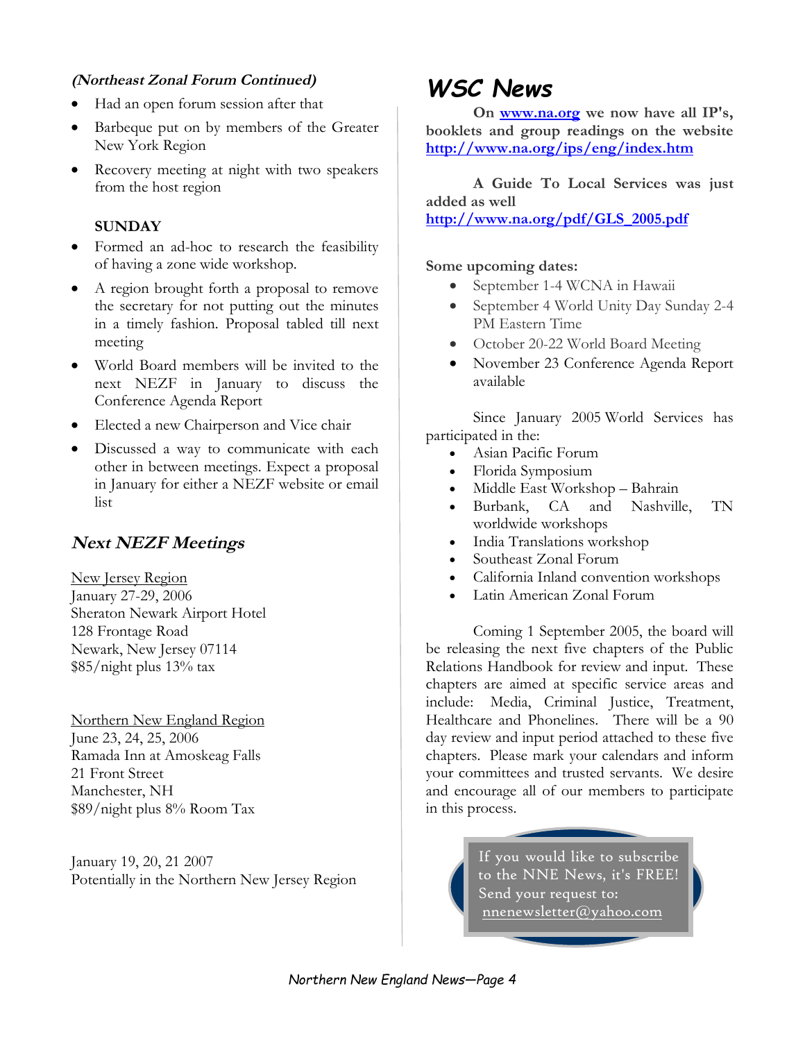*(Northeast Zonal Forum Continued)*

- Had an open forum session after that
- Barbeque put on by members of the Greater New York Region
- Recovery meeting at night with two speakers from the host region

**SUNDAY**

- Formed an ad-hoc to research the feasibility of having a zone wide workshop.
- A region brought forth a proposal to remove the secretary for not putting out the minutes in a timely fashion. Proposal tabled till next meeting
- World Board members will be invited to the next NEZF in January to discuss the Conference Agenda Report
- Elected a new Chairperson and Vice chair
- Discussed a way to communicate with each other in between meetings. Expect a proposal in January for either a NEZF website or email list

## Next NEZF Meetings

New Jersey Region
January 27-29, 2006
Sheraton Newark Airport Hotel
128 Frontage Road
Newark, New Jersey 07114
$85/night plus 13% tax

Northern New England Region
June 23, 24, 25, 2006
Ramada Inn at Amoskeag Falls
21 Front Street
Manchester, NH
$89/night plus 8% Room Tax

January 19, 20, 21 2007
Potentially in the Northern New Jersey Region

# WSC News

**On www.na.org we now have all IP's, booklets and group readings on the website http://www.na.org/ips/eng/index.htm**

**A Guide To Local Services was just added as well http://www.na.org/pdf/GLS_2005.pdf**

**Some upcoming dates:**

- September 1-4 WCNA in Hawaii
- September 4 World Unity Day Sunday 2-4 PM Eastern Time
- October 20-22 World Board Meeting
- November 23 Conference Agenda Report available

Since January 2005 World Services has participated in the:

- Asian Pacific Forum
- Florida Symposium
- Middle East Workshop – Bahrain
- Burbank, CA and Nashville, TN worldwide workshops
- India Translations workshop
- Southeast Zonal Forum
- California Inland convention workshops
- Latin American Zonal Forum

Coming 1 September 2005, the board will be releasing the next five chapters of the Public Relations Handbook for review and input. These chapters are aimed at specific service areas and include: Media, Criminal Justice, Treatment, Healthcare and Phonelines. There will be a 90 day review and input period attached to these five chapters. Please mark your calendars and inform your committees and trusted servants. We desire and encourage all of our members to participate in this process.

If you would like to subscribe to the NNE News, it's FREE! Send your request to: nnenewsletter@yahoo.com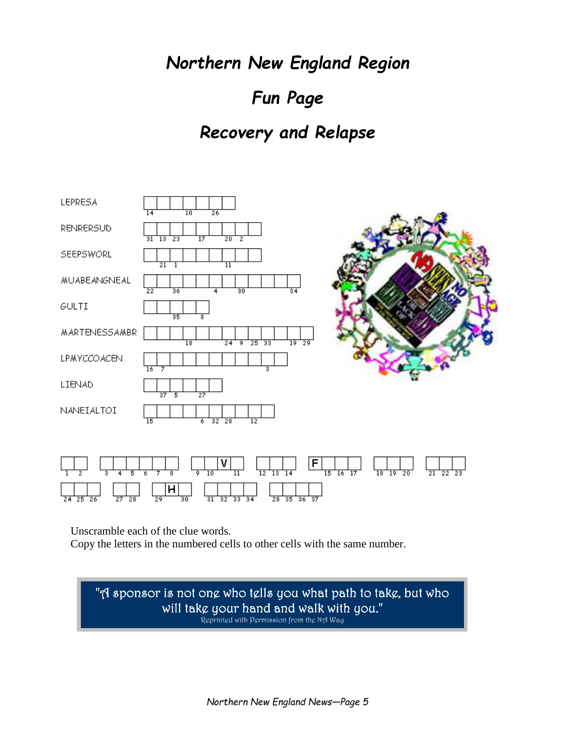# Northern New England Region

## Fun Page

## Recovery and Relapse

| Scrambled Word | Numbered cells |
| --- | --- |
| LEPRESA | 14, 10, 26 |
| RENRERSUD | 31, 13, 23, 17, 20, 2 |
| SEEPSWORL | 21, 1, 11 |
| MUABEANGNEAL | 22, 36, 4, 30, 34 |
| GULTI | 35, 8 |
| MARTENESSAMBR | 18, 24, 9, 25, 33, 19, 29 |
| LPMYCCOACEN | 16, 7, 3 |
| LIENAD | 37, 5, 27 |
| NANEIALTOI | 15, 6, 32, 28, 12 |

Solution cells:

1 2 | 3 4 5 6 7 8 | 9 10 V 11 | 12 13 14 | F 15 16 17 | 18 19 20 | 21 22 23

24 25 26 | 27 28 | 29 H 30 | 31 32 33 34 | 28 35 36 37

Unscramble each of the clue words.
Copy the letters in the numbered cells to other cells with the same number.

> "A sponsor is not one who tells you what path to take, but who will take your hand and walk with you."
>
> Reprinted with Permission from the NA Way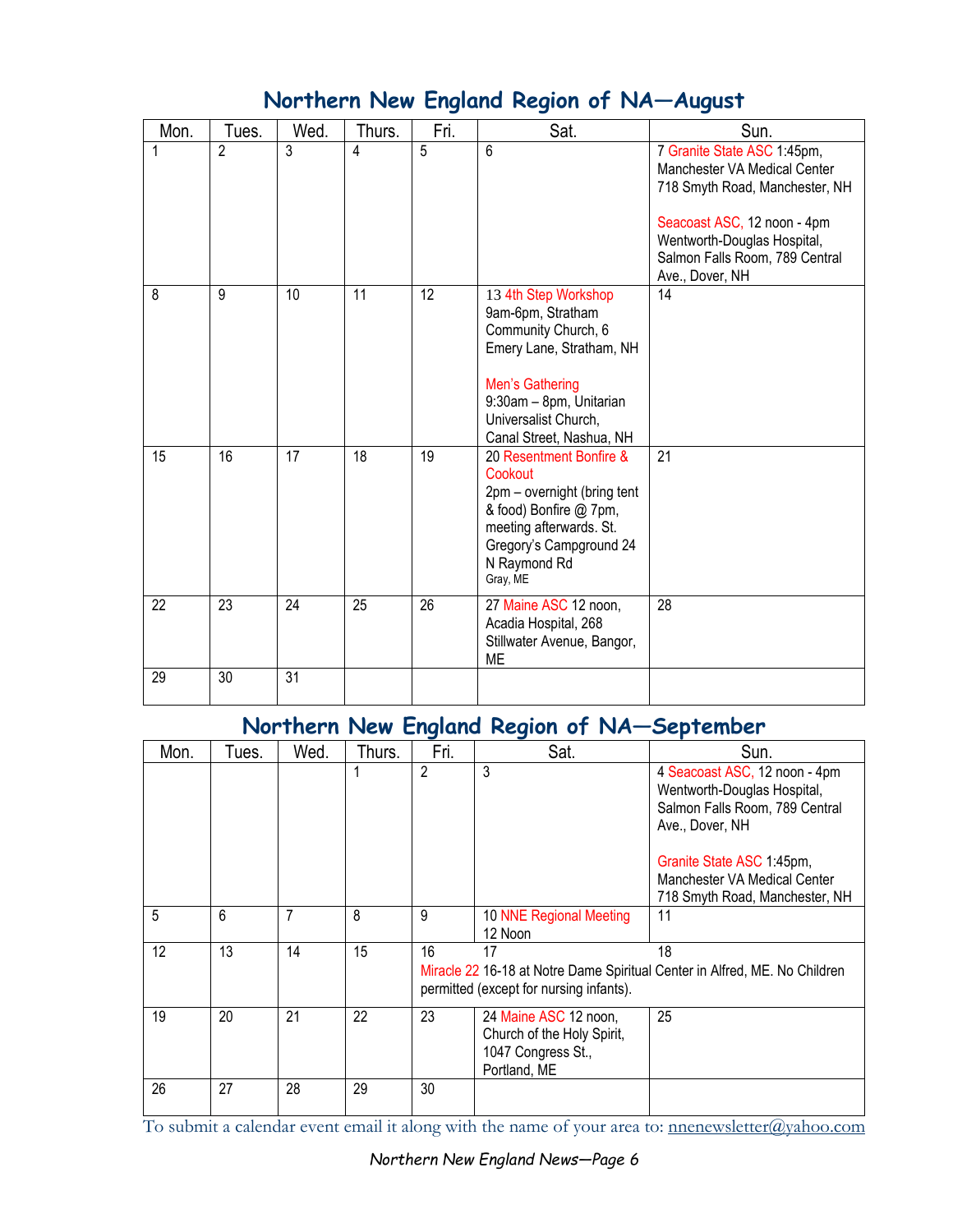## Northern New England Region of NA—August

| Mon. | Tues. | Wed. | Thurs. | Fri. | Sat. | Sun. |
|---|---|---|---|---|---|---|
| 1 | 2 | 3 | 4 | 5 | 6 | 7 Granite State ASC 1:45pm, Manchester VA Medical Center 718 Smyth Road, Manchester, NH<br><br>Seacoast ASC, 12 noon - 4pm Wentworth-Douglas Hospital, Salmon Falls Room, 789 Central Ave., Dover, NH |
| 8 | 9 | 10 | 11 | 12 | 13 4th Step Workshop 9am-6pm, Stratham Community Church, 6 Emery Lane, Stratham, NH<br><br>Men's Gathering 9:30am – 8pm, Unitarian Universalist Church, Canal Street, Nashua, NH | 14 |
| 15 | 16 | 17 | 18 | 19 | 20 Resentment Bonfire & Cookout 2pm – overnight (bring tent & food) Bonfire @ 7pm, meeting afterwards. St. Gregory's Campground 24 N Raymond Rd Gray, ME | 21 |
| 22 | 23 | 24 | 25 | 26 | 27 Maine ASC 12 noon, Acadia Hospital, 268 Stillwater Avenue, Bangor, ME | 28 |
| 29 | 30 | 31 | | | | |

## Northern New England Region of NA—September

| Mon. | Tues. | Wed. | Thurs. | Fri. | Sat. | Sun. |
|---|---|---|---|---|---|---|
| | | | 1 | 2 | 3 | 4 Seacoast ASC, 12 noon - 4pm Wentworth-Douglas Hospital, Salmon Falls Room, 789 Central Ave., Dover, NH<br><br>Granite State ASC 1:45pm, Manchester VA Medical Center 718 Smyth Road, Manchester, NH |
| 5 | 6 | 7 | 8 | 9 | 10 NNE Regional Meeting 12 Noon | 11 |
| 12 | 13 | 14 | 15 | 16 Miracle 22 16-18 at Notre Dame Spiritual Center in Alfred, ME. No Children permitted (except for nursing infants). | 17 | 18 |
| 19 | 20 | 21 | 22 | 23 | 24 Maine ASC 12 noon, Church of the Holy Spirit, 1047 Congress St., Portland, ME | 25 |
| 26 | 27 | 28 | 29 | 30 | | |

To submit a calendar event email it along with the name of your area to: nnenewsletter@yahoo.com